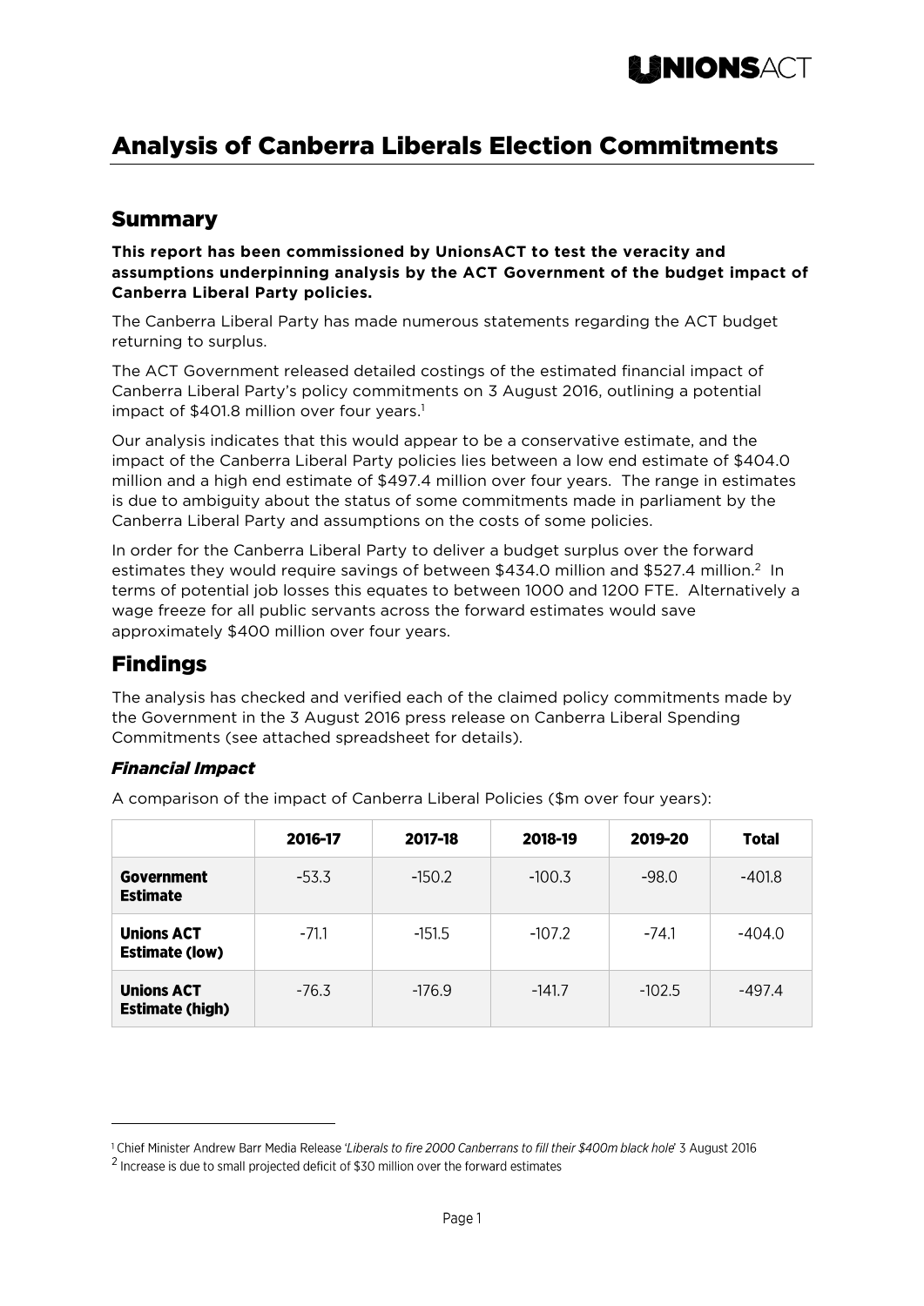# Analysis of Canberra Liberals Election Commitments

## Summary

**This report has been commissioned by UnionsACT to test the veracity and assumptions underpinning analysis by the ACT Government of the budget impact of Canberra Liberal Party policies.**

The Canberra Liberal Party has made numerous statements regarding the ACT budget returning to surplus.

The ACT Government released detailed costings of the estimated financial impact of Canberra Liberal Party's policy commitments on 3 August 2016, outlining a potential impact of $401.8 million over four years.[1]

Our analysis indicates that this would appear to be a conservative estimate, and the impact of the Canberra Liberal Party policies lies between a low end estimate of $404.0 million and a high end estimate of $497.4 million over four years. The range in estimates is due to ambiguity about the status of some commitments made in parliament by the Canberra Liberal Party and assumptions on the costs of some policies.

In order for the Canberra Liberal Party to deliver a budget surplus over the forward estimates they would require savings of between $434.0 million and $527.4 million.[2] In terms of potential job losses this equates to between 1000 and 1200 FTE. Alternatively a wage freeze for all public servants across the forward estimates would save approximately $400 million over four years.

## Findings

The analysis has checked and verified each of the claimed policy commitments made by the Government in the 3 August 2016 press release on Canberra Liberal Spending Commitments (see attached spreadsheet for details).

### *Financial Impact*

A comparison of the impact of Canberra Liberal Policies ($m over four years):

| | 2016-17 | 2017-18 | 2018-19 | 2019-20 | Total |
|---|---|---|---|---|---|
| **Government Estimate** | -53.3 | -150.2 | -100.3 | -98.0 | -401.8 |
| **Unions ACT Estimate (low)** | -71.1 | -151.5 | -107.2 | -74.1 | -404.0 |
| **Unions ACT Estimate (high)** | -76.3 | -176.9 | -141.7 | -102.5 | -497.4 |

[1] Chief Minister Andrew Barr Media Release '*Liberals to fire 2000 Canberrans to fill their $400m black hole*' 3 August 2016

[2] Increase is due to small projected deficit of $30 million over the forward estimates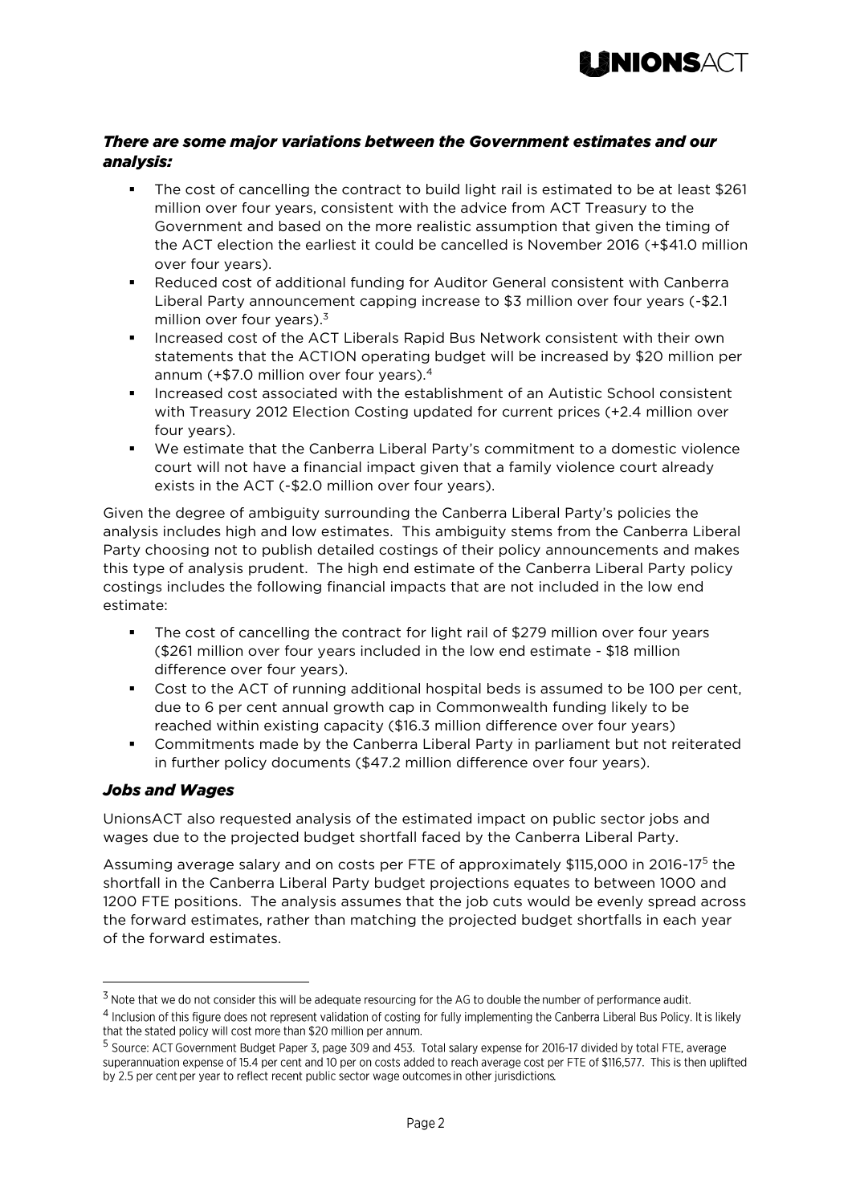### *There are some major variations between the Government estimates and our analysis:*

- The cost of cancelling the contract to build light rail is estimated to be at least $261 million over four years, consistent with the advice from ACT Treasury to the Government and based on the more realistic assumption that given the timing of the ACT election the earliest it could be cancelled is November 2016 (+$41.0 million over four years).
- Reduced cost of additional funding for Auditor General consistent with Canberra Liberal Party announcement capping increase to $3 million over four years (-$2.1 million over four years).[3]
- Increased cost of the ACT Liberals Rapid Bus Network consistent with their own statements that the ACTION operating budget will be increased by $20 million per annum (+$7.0 million over four years).[4]
- Increased cost associated with the establishment of an Autistic School consistent with Treasury 2012 Election Costing updated for current prices (+2.4 million over four years).
- We estimate that the Canberra Liberal Party's commitment to a domestic violence court will not have a financial impact given that a family violence court already exists in the ACT (-$2.0 million over four years).

Given the degree of ambiguity surrounding the Canberra Liberal Party's policies the analysis includes high and low estimates. This ambiguity stems from the Canberra Liberal Party choosing not to publish detailed costings of their policy announcements and makes this type of analysis prudent. The high end estimate of the Canberra Liberal Party policy costings includes the following financial impacts that are not included in the low end estimate:

- The cost of cancelling the contract for light rail of $279 million over four years ($261 million over four years included in the low end estimate - $18 million difference over four years).
- Cost to the ACT of running additional hospital beds is assumed to be 100 per cent, due to 6 per cent annual growth cap in Commonwealth funding likely to be reached within existing capacity ($16.3 million difference over four years)
- Commitments made by the Canberra Liberal Party in parliament but not reiterated in further policy documents ($47.2 million difference over four years).

### *Jobs and Wages*

UnionsACT also requested analysis of the estimated impact on public sector jobs and wages due to the projected budget shortfall faced by the Canberra Liberal Party.

Assuming average salary and on costs per FTE of approximately $115,000 in 2016-17[5] the shortfall in the Canberra Liberal Party budget projections equates to between 1000 and 1200 FTE positions. The analysis assumes that the job cuts would be evenly spread across the forward estimates, rather than matching the projected budget shortfalls in each year of the forward estimates.

---

[3] Note that we do not consider this will be adequate resourcing for the AG to double the number of performance audit.

[4] Inclusion of this figure does not represent validation of costing for fully implementing the Canberra Liberal Bus Policy. It is likely that the stated policy will cost more than $20 million per annum.

[5] Source: ACT Government Budget Paper 3, page 309 and 453. Total salary expense for 2016-17 divided by total FTE, average superannuation expense of 15.4 per cent and 10 per on costs added to reach average cost per FTE of $116,577. This is then uplifted by 2.5 per cent per year to reflect recent public sector wage outcomes in other jurisdictions.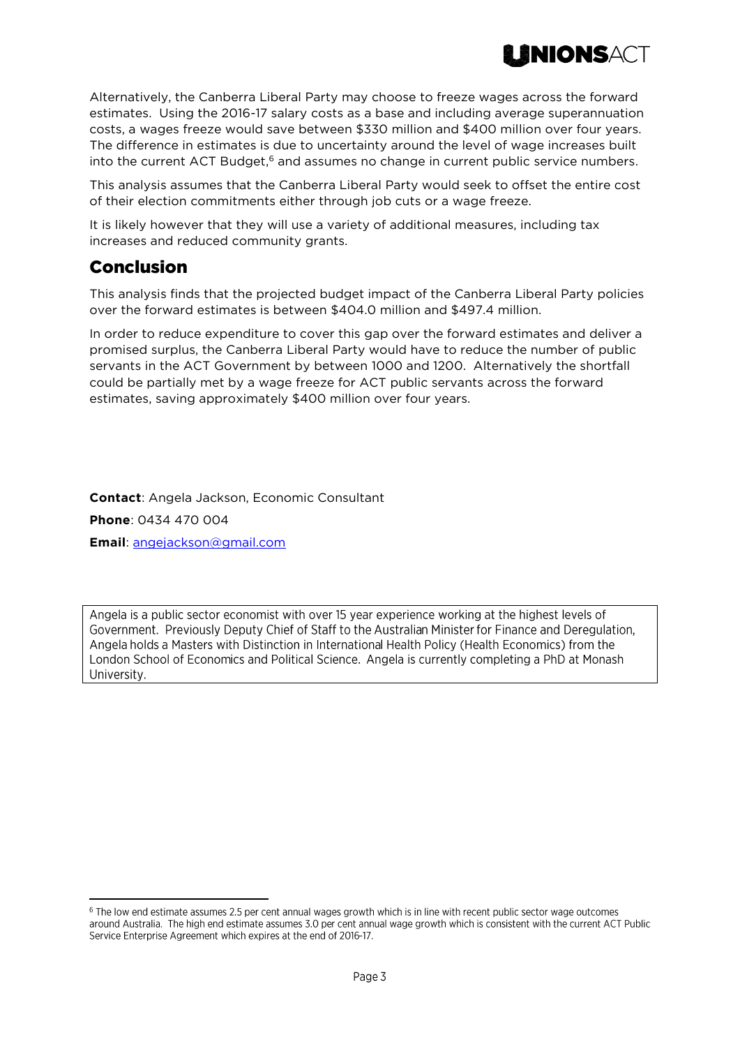Alternatively, the Canberra Liberal Party may choose to freeze wages across the forward estimates. Using the 2016-17 salary costs as a base and including average superannuation costs, a wages freeze would save between $330 million and $400 million over four years. The difference in estimates is due to uncertainty around the level of wage increases built into the current ACT Budget,[6] and assumes no change in current public service numbers.

This analysis assumes that the Canberra Liberal Party would seek to offset the entire cost of their election commitments either through job cuts or a wage freeze.

It is likely however that they will use a variety of additional measures, including tax increases and reduced community grants.

## Conclusion

This analysis finds that the projected budget impact of the Canberra Liberal Party policies over the forward estimates is between $404.0 million and $497.4 million.

In order to reduce expenditure to cover this gap over the forward estimates and deliver a promised surplus, the Canberra Liberal Party would have to reduce the number of public servants in the ACT Government by between 1000 and 1200. Alternatively the shortfall could be partially met by a wage freeze for ACT public servants across the forward estimates, saving approximately $400 million over four years.

**Contact**: Angela Jackson, Economic Consultant

**Phone**: 0434 470 004

**Email**: angejackson@gmail.com

Angela is a public sector economist with over 15 year experience working at the highest levels of Government. Previously Deputy Chief of Staff to the Australian Minister for Finance and Deregulation, Angela holds a Masters with Distinction in International Health Policy (Health Economics) from the London School of Economics and Political Science. Angela is currently completing a PhD at Monash University.

[6] The low end estimate assumes 2.5 per cent annual wages growth which is in line with recent public sector wage outcomes around Australia. The high end estimate assumes 3.0 per cent annual wage growth which is consistent with the current ACT Public Service Enterprise Agreement which expires at the end of 2016-17.